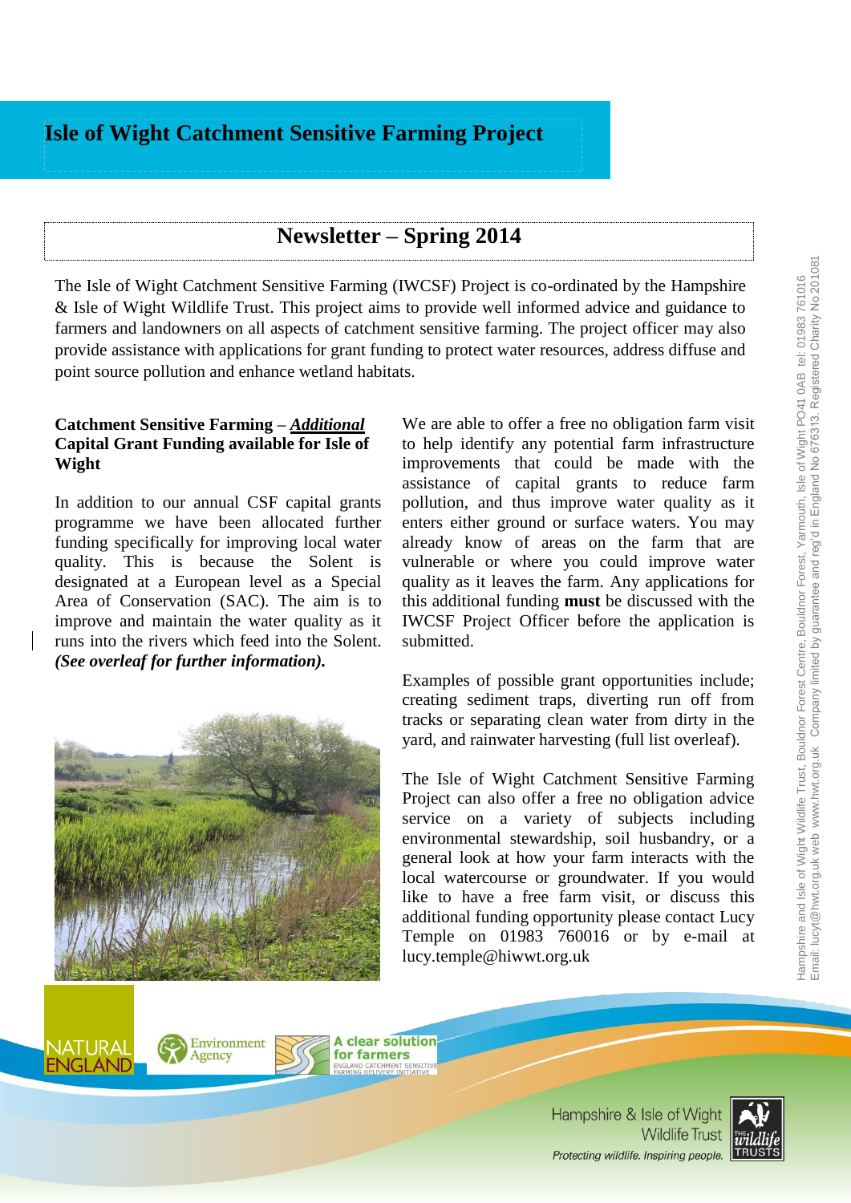# Isle of Wight Catchment Sensitive Farming Project

## Newsletter – Spring 2014

The Isle of Wight Catchment Sensitive Farming (IWCSF) Project is co-ordinated by the Hampshire & Isle of Wight Wildlife Trust. This project aims to provide well informed advice and guidance to farmers and landowners on all aspects of catchment sensitive farming. The project officer may also provide assistance with applications for grant funding to protect water resources, address diffuse and point source pollution and enhance wetland habitats.

### Catchment Sensitive Farming – ***Additional*** Capital Grant Funding available for Isle of Wight

In addition to our annual CSF capital grants programme we have been allocated further funding specifically for improving local water quality. This is because the Solent is designated at a European level as a Special Area of Conservation (SAC). The aim is to improve and maintain the water quality as it runs into the rivers which feed into the Solent. ***(See overleaf for further information).***

We are able to offer a free no obligation farm visit to help identify any potential farm infrastructure improvements that could be made with the assistance of capital grants to reduce farm pollution, and thus improve water quality as it enters either ground or surface waters. You may already know of areas on the farm that are vulnerable or where you could improve water quality as it leaves the farm. Any applications for this additional funding **must** be discussed with the IWCSF Project Officer before the application is submitted.

Examples of possible grant opportunities include; creating sediment traps, diverting run off from tracks or separating clean water from dirty in the yard, and rainwater harvesting (full list overleaf).

The Isle of Wight Catchment Sensitive Farming Project can also offer a free no obligation advice service on a variety of subjects including environmental stewardship, soil husbandry, or a general look at how your farm interacts with the local watercourse or groundwater. If you would like to have a free farm visit, or discuss this additional funding opportunity please contact Lucy Temple on 01983 760016 or by e-mail at lucy.temple@hiwwt.org.uk

Hampshire and Isle of Wight Wildlife Trust, Bouldnor Forest Centre, Bouldnor Forest, Yarmouth, Isle of Wight PO41 0AB tel: 01983 761016
Email: lucyt@hwt.org.uk web www.hwt.org.uk Company limited by guarantee and reg'd in England No 676313. Registered Charity No 201081

NATURAL ENGLAND | Environment Agency | A clear solution for farmers – England Catchment Sensitive Farming Delivery Initiative

Hampshire & Isle of Wight Wildlife Trust
*Protecting wildlife. Inspiring people.*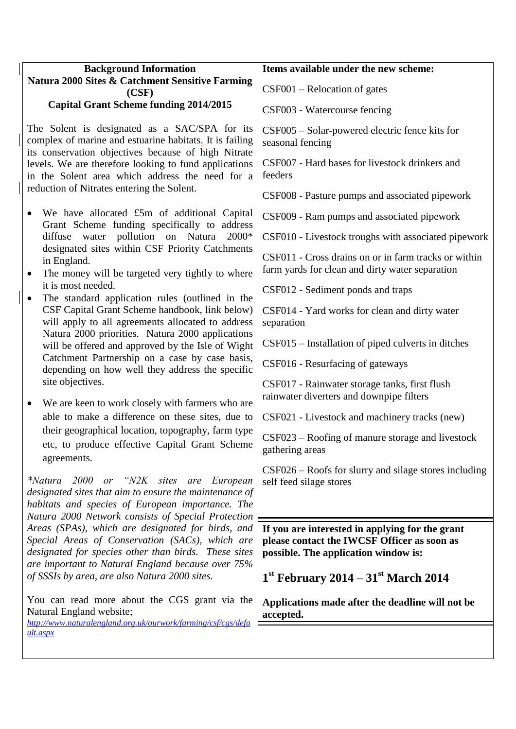## Background Information

## Natura 2000 Sites & Catchment Sensitive Farming (CSF)

## Capital Grant Scheme funding 2014/2015

The Solent is designated as a SAC/SPA for its complex of marine and estuarine habitats. It is failing its conservation objectives because of high Nitrate levels. We are therefore looking to fund applications in the Solent area which address the need for a reduction of Nitrates entering the Solent.

- We have allocated £5m of additional Capital Grant Scheme funding specifically to address diffuse water pollution on Natura 2000* designated sites within CSF Priority Catchments in England.
- The money will be targeted very tightly to where it is most needed.
- The standard application rules (outlined in the CSF Capital Grant Scheme handbook, link below) will apply to all agreements allocated to address Natura 2000 priorities. Natura 2000 applications will be offered and approved by the Isle of Wight Catchment Partnership on a case by case basis, depending on how well they address the specific site objectives.
- We are keen to work closely with farmers who are able to make a difference on these sites, due to their geographical location, topography, farm type etc, to produce effective Capital Grant Scheme agreements.

*\*Natura 2000 or "N2K sites are European designated sites that aim to ensure the maintenance of habitats and species of European importance. The Natura 2000 Network consists of Special Protection Areas (SPAs), which are designated for birds, and Special Areas of Conservation (SACs), which are designated for species other than birds. These sites are important to Natural England because over 75% of SSSIs by area, are also Natura 2000 sites.*

You can read more about the CGS grant via the Natural England website;
[http://www.naturalengland.org.uk/ourwork/farming/csf/cgs/default.aspx](http://www.naturalengland.org.uk/ourwork/farming/csf/cgs/default.aspx)

**Items available under the new scheme:**

CSF001 – Relocation of gates

CSF003 - Watercourse fencing

CSF005 – Solar-powered electric fence kits for seasonal fencing

CSF007 - Hard bases for livestock drinkers and feeders

CSF008 - Pasture pumps and associated pipework

CSF009 - Ram pumps and associated pipework

CSF010 - Livestock troughs with associated pipework

CSF011 - Cross drains on or in farm tracks or within farm yards for clean and dirty water separation

CSF012 - Sediment ponds and traps

CSF014 - Yard works for clean and dirty water separation

CSF015 – Installation of piped culverts in ditches

CSF016 - Resurfacing of gateways

CSF017 - Rainwater storage tanks, first flush rainwater diverters and downpipe filters

CSF021 - Livestock and machinery tracks (new)

CSF023 – Roofing of manure storage and livestock gathering areas

CSF026 – Roofs for slurry and silage stores including self feed silage stores

**If you are interested in applying for the grant please contact the IWCSF Officer as soon as possible. The application window is:**

**1st February 2014 – 31st March 2014**

**Applications made after the deadline will not be accepted.**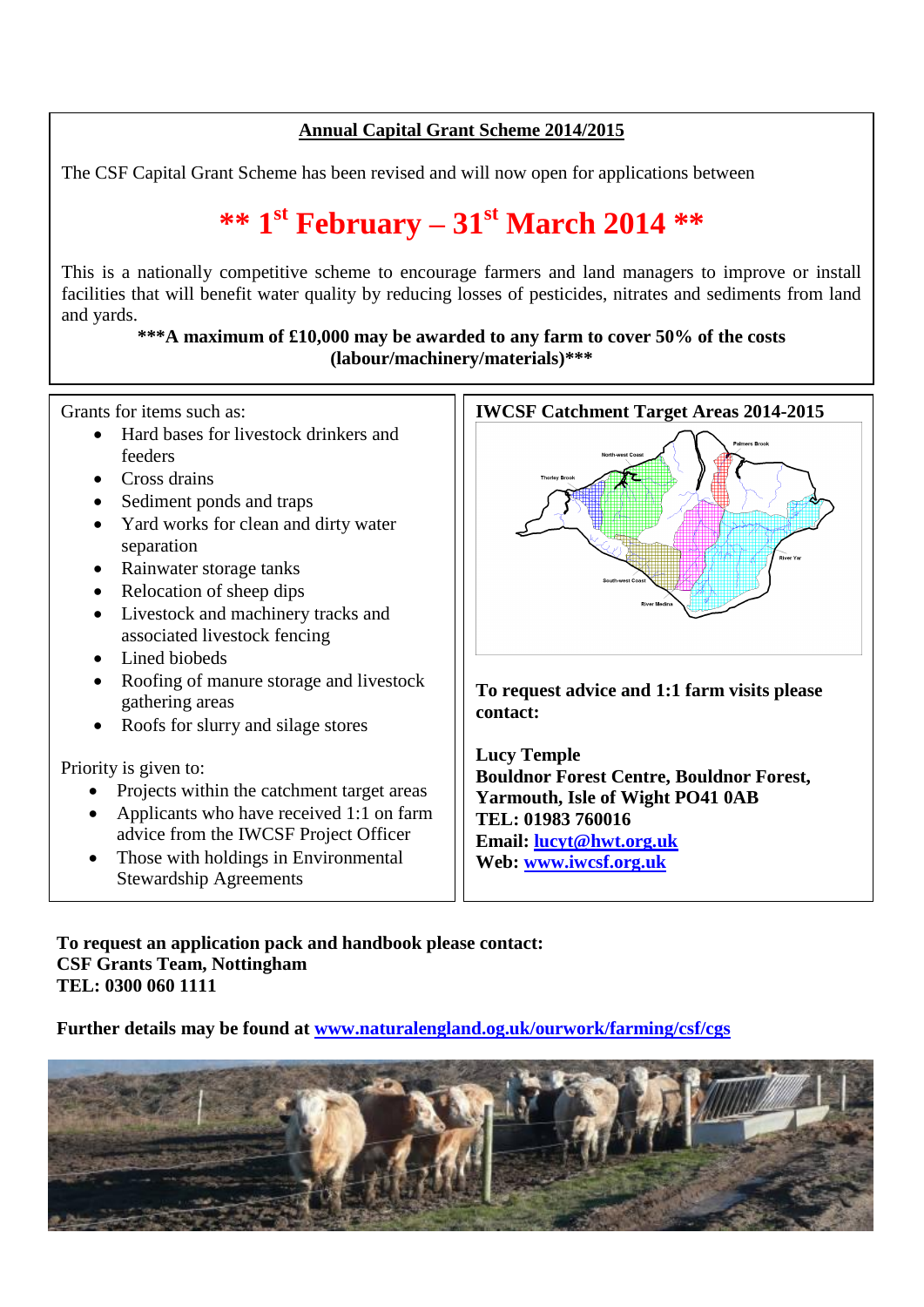## Annual Capital Grant Scheme 2014/2015

The CSF Capital Grant Scheme has been revised and will now open for applications between

# ** 1st February – 31st March 2014 **

This is a nationally competitive scheme to encourage farmers and land managers to improve or install facilities that will benefit water quality by reducing losses of pesticides, nitrates and sediments from land and yards.

**\*\*\*A maximum of £10,000 may be awarded to any farm to cover 50% of the costs (labour/machinery/materials)\*\*\***

Grants for items such as:

- Hard bases for livestock drinkers and feeders
- Cross drains
- Sediment ponds and traps
- Yard works for clean and dirty water separation
- Rainwater storage tanks
- Relocation of sheep dips
- Livestock and machinery tracks and associated livestock fencing
- Lined biobeds
- Roofing of manure storage and livestock gathering areas
- Roofs for slurry and silage stores

Priority is given to:

- Projects within the catchment target areas
- Applicants who have received 1:1 on farm advice from the IWCSF Project Officer
- Those with holdings in Environmental Stewardship Agreements

**IWCSF Catchment Target Areas 2014-2015**

Palmers Brook
North-west Coast
Thorley Brook
River Yar
South-west Coast
River Medina

**To request advice and 1:1 farm visits please contact:**

**Lucy Temple**
**Bouldnor Forest Centre, Bouldnor Forest, Yarmouth, Isle of Wight PO41 0AB**
**TEL: 01983 760016**
**Email: lucyt@hwt.org.uk**
**Web: www.iwcsf.org.uk**

**To request an application pack and handbook please contact:**
**CSF Grants Team, Nottingham**
**TEL: 0300 060 1111**

**Further details may be found at www.naturalengland.og.uk/ourwork/farming/csf/cgs**